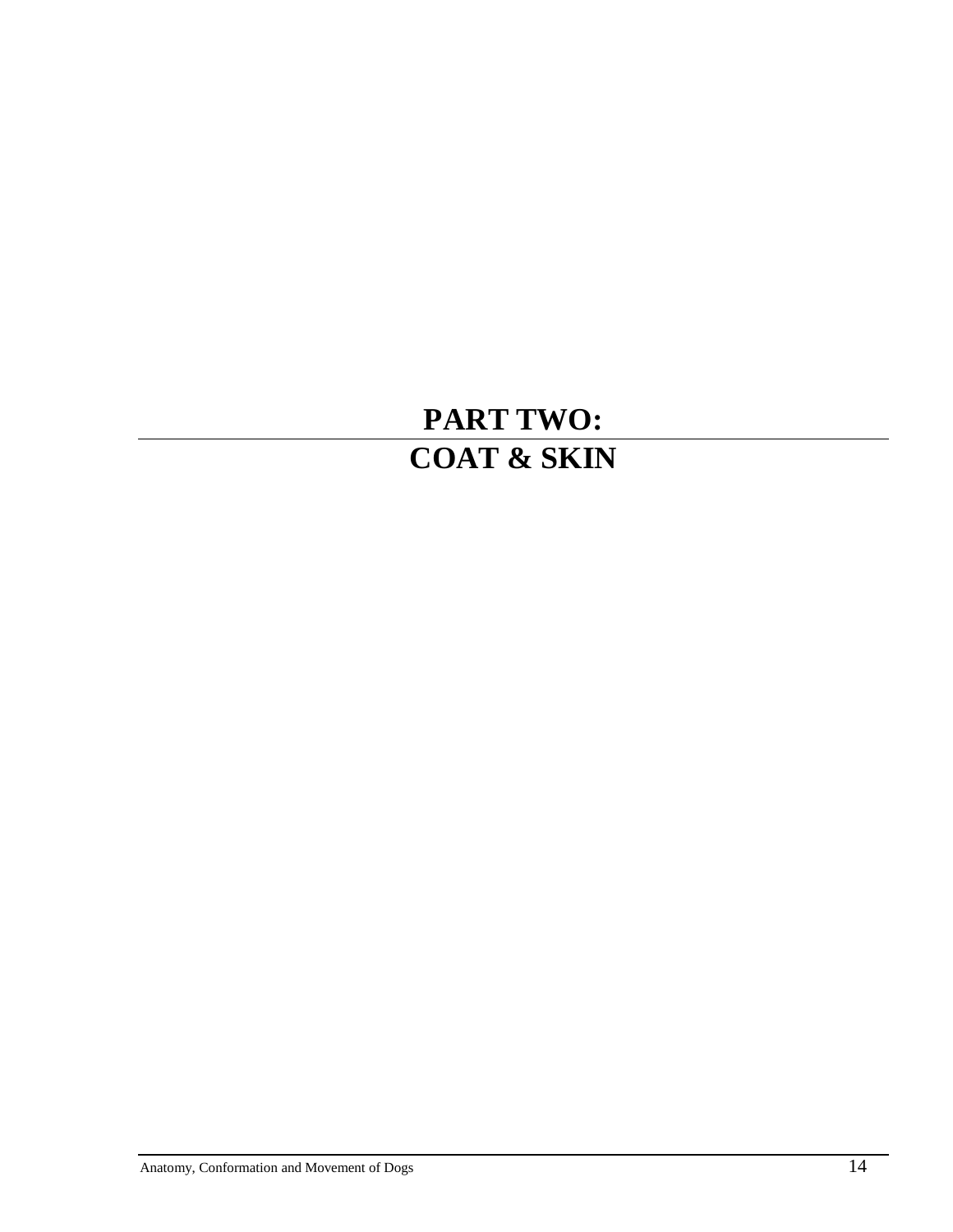# PART TWO:
# COAT & SKIN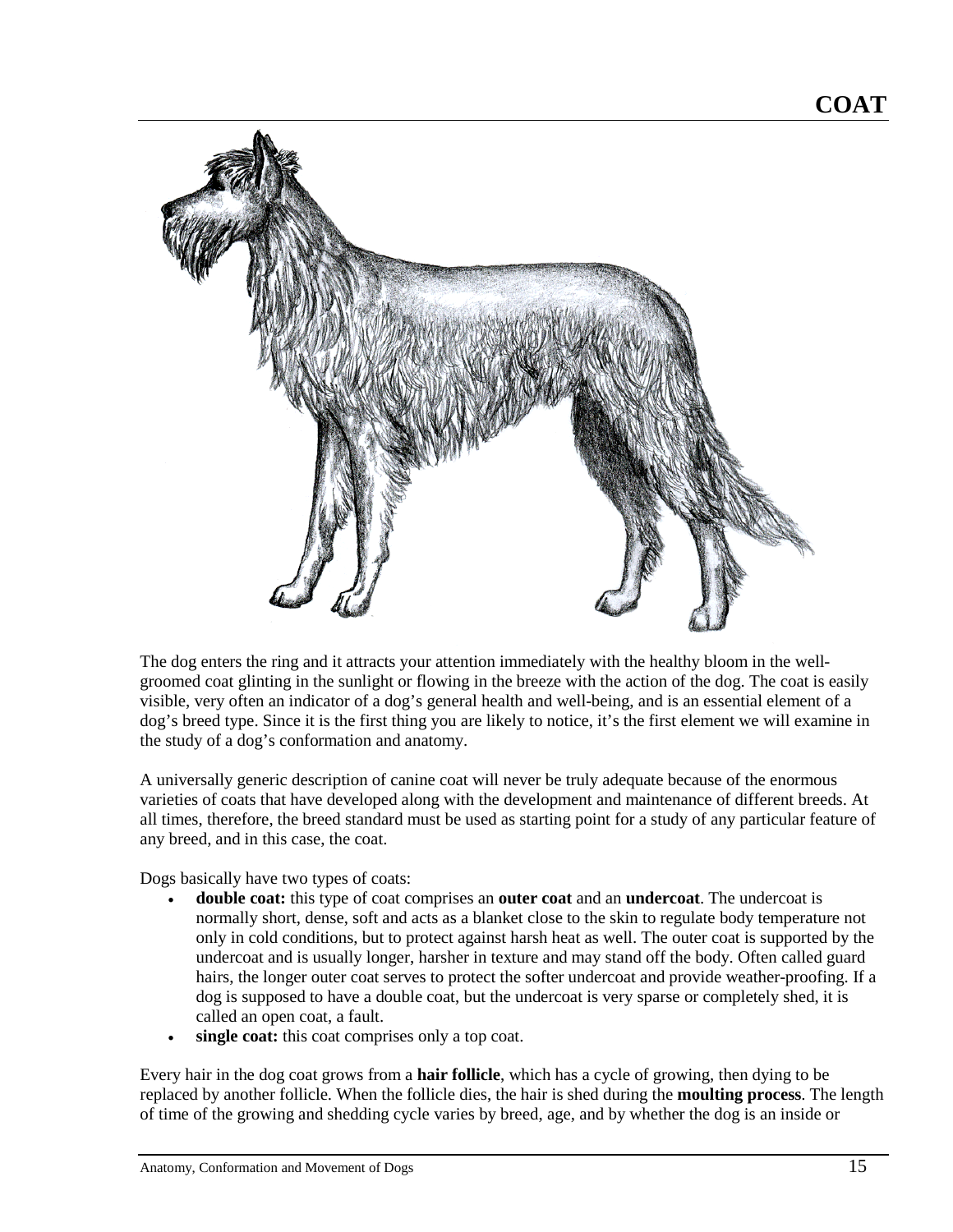# COAT

The dog enters the ring and it attracts your attention immediately with the healthy bloom in the well-groomed coat glinting in the sunlight or flowing in the breeze with the action of the dog. The coat is easily visible, very often an indicator of a dog's general health and well-being, and is an essential element of a dog's breed type. Since it is the first thing you are likely to notice, it's the first element we will examine in the study of a dog's conformation and anatomy.

A universally generic description of canine coat will never be truly adequate because of the enormous varieties of coats that have developed along with the development and maintenance of different breeds. At all times, therefore, the breed standard must be used as starting point for a study of any particular feature of any breed, and in this case, the coat.

Dogs basically have two types of coats:

- **double coat:** this type of coat comprises an **outer coat** and an **undercoat**. The undercoat is normally short, dense, soft and acts as a blanket close to the skin to regulate body temperature not only in cold conditions, but to protect against harsh heat as well. The outer coat is supported by the undercoat and is usually longer, harsher in texture and may stand off the body. Often called guard hairs, the longer outer coat serves to protect the softer undercoat and provide weather-proofing. If a dog is supposed to have a double coat, but the undercoat is very sparse or completely shed, it is called an open coat, a fault.
- **single coat:** this coat comprises only a top coat.

Every hair in the dog coat grows from a **hair follicle**, which has a cycle of growing, then dying to be replaced by another follicle. When the follicle dies, the hair is shed during the **moulting process**. The length of time of the growing and shedding cycle varies by breed, age, and by whether the dog is an inside or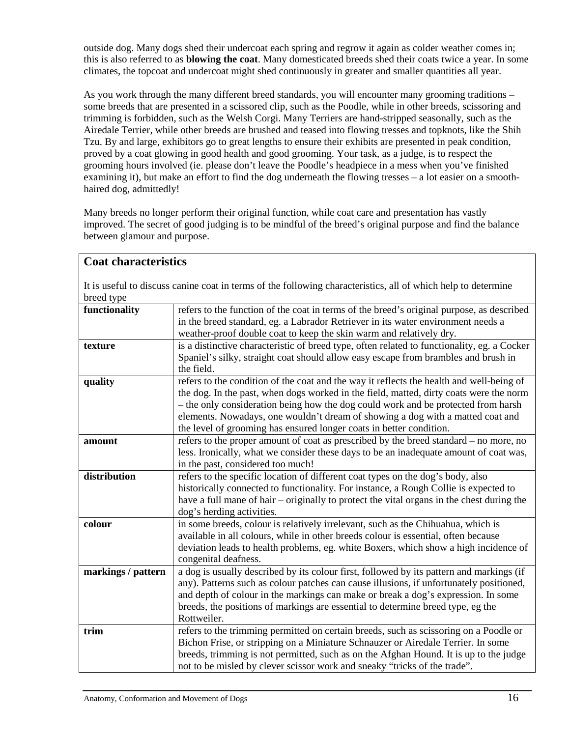outside dog. Many dogs shed their undercoat each spring and regrow it again as colder weather comes in; this is also referred to as **blowing the coat**. Many domesticated breeds shed their coats twice a year. In some climates, the topcoat and undercoat might shed continuously in greater and smaller quantities all year.

As you work through the many different breed standards, you will encounter many grooming traditions – some breeds that are presented in a scissored clip, such as the Poodle, while in other breeds, scissoring and trimming is forbidden, such as the Welsh Corgi. Many Terriers are hand-stripped seasonally, such as the Airedale Terrier, while other breeds are brushed and teased into flowing tresses and topknots, like the Shih Tzu. By and large, exhibitors go to great lengths to ensure their exhibits are presented in peak condition, proved by a coat glowing in good health and good grooming. Your task, as a judge, is to respect the grooming hours involved (ie. please don't leave the Poodle's headpiece in a mess when you've finished examining it), but make an effort to find the dog underneath the flowing tresses – a lot easier on a smooth-haired dog, admittedly!

Many breeds no longer perform their original function, while coat care and presentation has vastly improved. The secret of good judging is to be mindful of the breed's original purpose and find the balance between glamour and purpose.

## Coat characteristics

It is useful to discuss canine coat in terms of the following characteristics, all of which help to determine breed type

| | |
|---|---|
| **functionality** | refers to the function of the coat in terms of the breed's original purpose, as described in the breed standard, eg. a Labrador Retriever in its water environment needs a weather-proof double coat to keep the skin warm and relatively dry. |
| **texture** | is a distinctive characteristic of breed type, often related to functionality, eg. a Cocker Spaniel's silky, straight coat should allow easy escape from brambles and brush in the field. |
| **quality** | refers to the condition of the coat and the way it reflects the health and well-being of the dog. In the past, when dogs worked in the field, matted, dirty coats were the norm – the only consideration being how the dog could work and be protected from harsh elements. Nowadays, one wouldn't dream of showing a dog with a matted coat and the level of grooming has ensured longer coats in better condition. |
| **amount** | refers to the proper amount of coat as prescribed by the breed standard – no more, no less. Ironically, what we consider these days to be an inadequate amount of coat was, in the past, considered too much! |
| **distribution** | refers to the specific location of different coat types on the dog's body, also historically connected to functionality. For instance, a Rough Collie is expected to have a full mane of hair – originally to protect the vital organs in the chest during the dog's herding activities. |
| **colour** | in some breeds, colour is relatively irrelevant, such as the Chihuahua, which is available in all colours, while in other breeds colour is essential, often because deviation leads to health problems, eg. white Boxers, which show a high incidence of congenital deafness. |
| **markings / pattern** | a dog is usually described by its colour first, followed by its pattern and markings (if any). Patterns such as colour patches can cause illusions, if unfortunately positioned, and depth of colour in the markings can make or break a dog's expression. In some breeds, the positions of markings are essential to determine breed type, eg the Rottweiler. |
| **trim** | refers to the trimming permitted on certain breeds, such as scissoring on a Poodle or Bichon Frise, or stripping on a Miniature Schnauzer or Airedale Terrier. In some breeds, trimming is not permitted, such as on the Afghan Hound. It is up to the judge not to be misled by clever scissor work and sneaky "tricks of the trade". |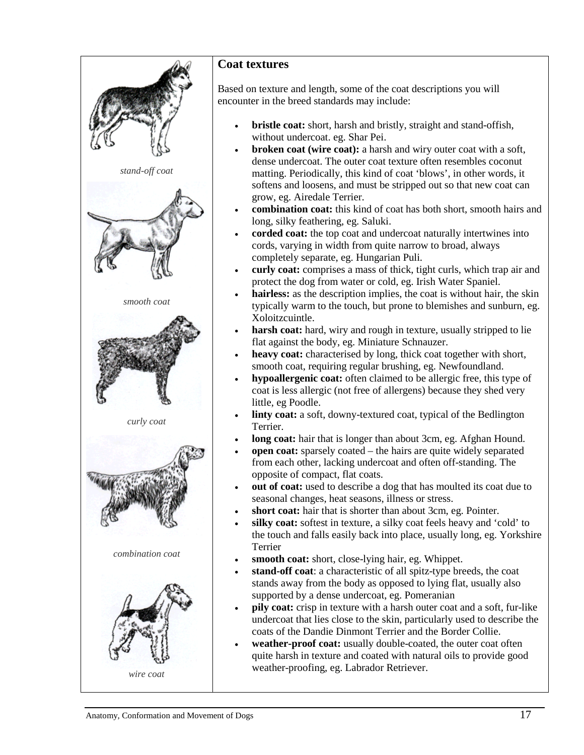## Coat textures

Based on texture and length, some of the coat descriptions you will encounter in the breed standards may include:

- **bristle coat:** short, harsh and bristly, straight and stand-offish, without undercoat. eg. Shar Pei.
- **broken coat (wire coat):** a harsh and wiry outer coat with a soft, dense undercoat. The outer coat texture often resembles coconut matting. Periodically, this kind of coat 'blows', in other words, it softens and loosens, and must be stripped out so that new coat can grow, eg. Airedale Terrier.
- **combination coat:** this kind of coat has both short, smooth hairs and long, silky feathering, eg. Saluki.
- **corded coat:** the top coat and undercoat naturally intertwines into cords, varying in width from quite narrow to broad, always completely separate, eg. Hungarian Puli.
- **curly coat:** comprises a mass of thick, tight curls, which trap air and protect the dog from water or cold, eg. Irish Water Spaniel.
- **hairless:** as the description implies, the coat is without hair, the skin typically warm to the touch, but prone to blemishes and sunburn, eg. Xoloitzcuintle.
- **harsh coat:** hard, wiry and rough in texture, usually stripped to lie flat against the body, eg. Miniature Schnauzer.
- **heavy coat:** characterised by long, thick coat together with short, smooth coat, requiring regular brushing, eg. Newfoundland.
- **hypoallergenic coat:** often claimed to be allergic free, this type of coat is less allergic (not free of allergens) because they shed very little, eg Poodle.
- **linty coat:** a soft, downy-textured coat, typical of the Bedlington Terrier.
- **long coat:** hair that is longer than about 3cm, eg. Afghan Hound.
- **open coat:** sparsely coated – the hairs are quite widely separated from each other, lacking undercoat and often off-standing. The opposite of compact, flat coats.
- **out of coat:** used to describe a dog that has moulted its coat due to seasonal changes, heat seasons, illness or stress.
- **short coat:** hair that is shorter than about 3cm, eg. Pointer.
- **silky coat:** softest in texture, a silky coat feels heavy and 'cold' to the touch and falls easily back into place, usually long, eg. Yorkshire Terrier
- **smooth coat:** short, close-lying hair, eg. Whippet.
- **stand-off coat**: a characteristic of all spitz-type breeds, the coat stands away from the body as opposed to lying flat, usually also supported by a dense undercoat, eg. Pomeranian
- **pily coat:** crisp in texture with a harsh outer coat and a soft, fur-like undercoat that lies close to the skin, particularly used to describe the coats of the Dandie Dinmont Terrier and the Border Collie.
- **weather-proof coat:** usually double-coated, the outer coat often quite harsh in texture and coated with natural oils to provide good weather-proofing, eg. Labrador Retriever.

*stand-off coat*

*smooth coat*

*curly coat*

*combination coat*

*wire coat*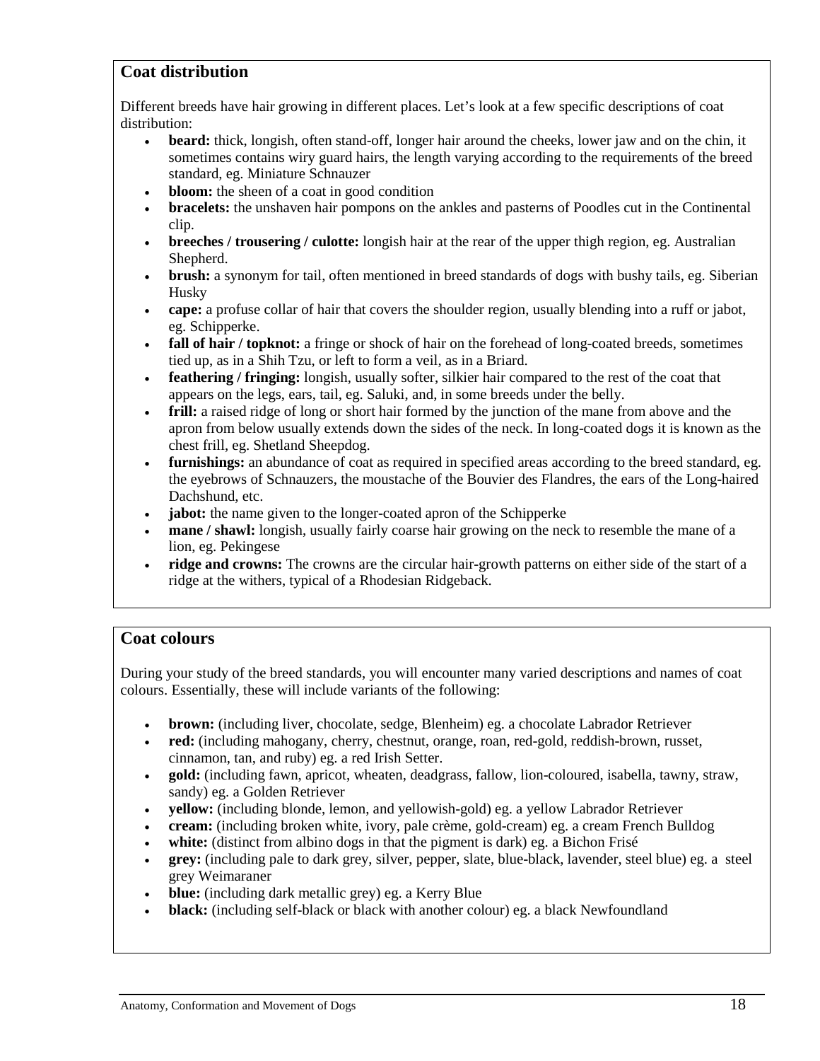## Coat distribution

Different breeds have hair growing in different places. Let's look at a few specific descriptions of coat distribution:

- **beard:** thick, longish, often stand-off, longer hair around the cheeks, lower jaw and on the chin, it sometimes contains wiry guard hairs, the length varying according to the requirements of the breed standard, eg. Miniature Schnauzer
- **bloom:** the sheen of a coat in good condition
- **bracelets:** the unshaven hair pompons on the ankles and pasterns of Poodles cut in the Continental clip.
- **breeches / trousering / culotte:** longish hair at the rear of the upper thigh region, eg. Australian Shepherd.
- **brush:** a synonym for tail, often mentioned in breed standards of dogs with bushy tails, eg. Siberian Husky
- **cape:** a profuse collar of hair that covers the shoulder region, usually blending into a ruff or jabot, eg. Schipperke.
- **fall of hair / topknot:** a fringe or shock of hair on the forehead of long-coated breeds, sometimes tied up, as in a Shih Tzu, or left to form a veil, as in a Briard.
- **feathering / fringing:** longish, usually softer, silkier hair compared to the rest of the coat that appears on the legs, ears, tail, eg. Saluki, and, in some breeds under the belly.
- **frill:** a raised ridge of long or short hair formed by the junction of the mane from above and the apron from below usually extends down the sides of the neck. In long-coated dogs it is known as the chest frill, eg. Shetland Sheepdog.
- **furnishings:** an abundance of coat as required in specified areas according to the breed standard, eg. the eyebrows of Schnauzers, the moustache of the Bouvier des Flandres, the ears of the Long-haired Dachshund, etc.
- **jabot:** the name given to the longer-coated apron of the Schipperke
- **mane / shawl:** longish, usually fairly coarse hair growing on the neck to resemble the mane of a lion, eg. Pekingese
- **ridge and crowns:** The crowns are the circular hair-growth patterns on either side of the start of a ridge at the withers, typical of a Rhodesian Ridgeback.

## Coat colours

During your study of the breed standards, you will encounter many varied descriptions and names of coat colours. Essentially, these will include variants of the following:

- **brown:** (including liver, chocolate, sedge, Blenheim) eg. a chocolate Labrador Retriever
- **red:** (including mahogany, cherry, chestnut, orange, roan, red-gold, reddish-brown, russet, cinnamon, tan, and ruby) eg. a red Irish Setter.
- **gold:** (including fawn, apricot, wheaten, deadgrass, fallow, lion-coloured, isabella, tawny, straw, sandy) eg. a Golden Retriever
- **yellow:** (including blonde, lemon, and yellowish-gold) eg. a yellow Labrador Retriever
- **cream:** (including broken white, ivory, pale crème, gold-cream) eg. a cream French Bulldog
- **white:** (distinct from albino dogs in that the pigment is dark) eg. a Bichon Frisé
- **grey:** (including pale to dark grey, silver, pepper, slate, blue-black, lavender, steel blue) eg. a steel grey Weimaraner
- **blue:** (including dark metallic grey) eg. a Kerry Blue
- **black:** (including self-black or black with another colour) eg. a black Newfoundland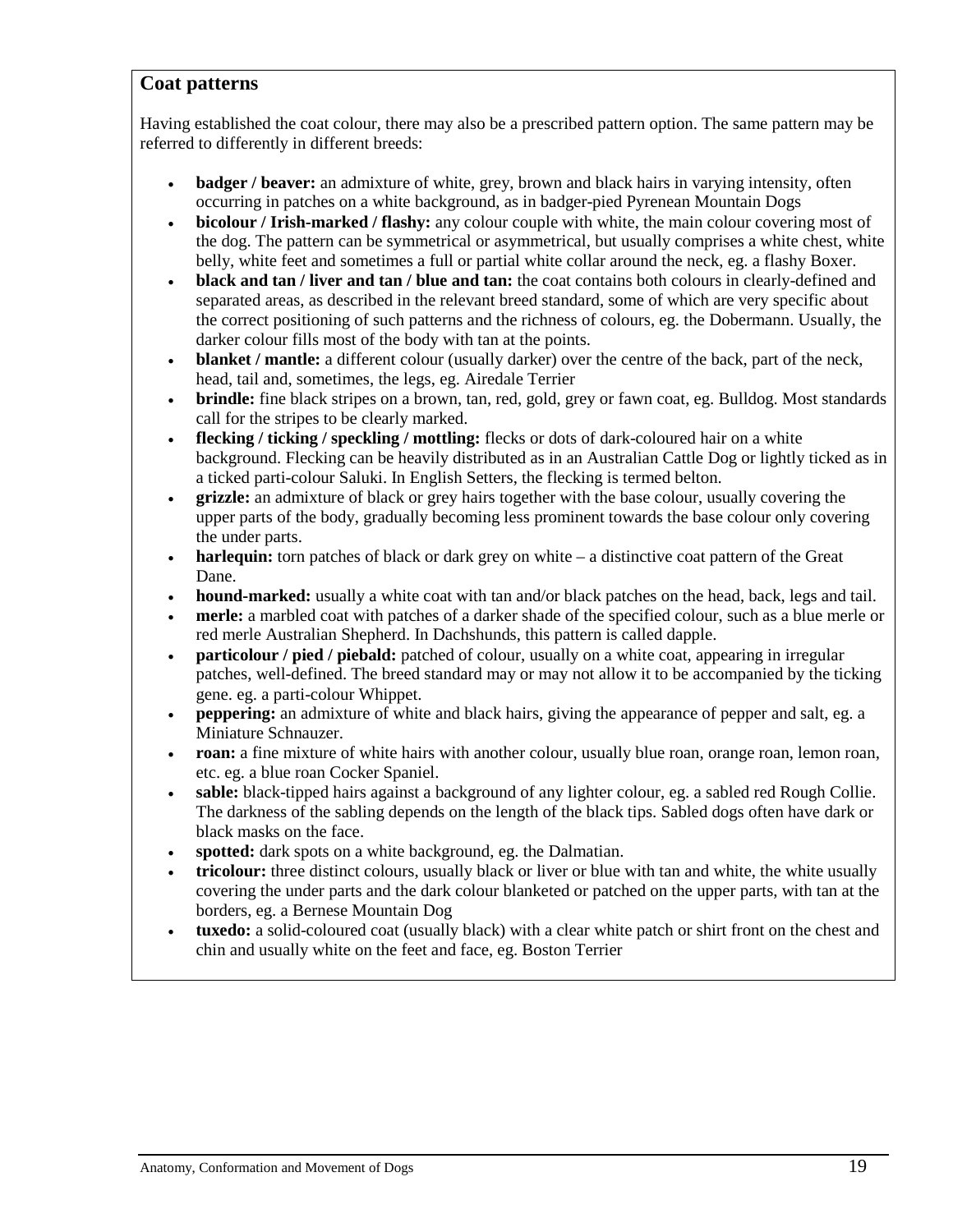## Coat patterns

Having established the coat colour, there may also be a prescribed pattern option. The same pattern may be referred to differently in different breeds:

- **badger / beaver:** an admixture of white, grey, brown and black hairs in varying intensity, often occurring in patches on a white background, as in badger-pied Pyrenean Mountain Dogs
- **bicolour / Irish-marked / flashy:** any colour couple with white, the main colour covering most of the dog. The pattern can be symmetrical or asymmetrical, but usually comprises a white chest, white belly, white feet and sometimes a full or partial white collar around the neck, eg. a flashy Boxer.
- **black and tan / liver and tan / blue and tan:** the coat contains both colours in clearly-defined and separated areas, as described in the relevant breed standard, some of which are very specific about the correct positioning of such patterns and the richness of colours, eg. the Dobermann. Usually, the darker colour fills most of the body with tan at the points.
- **blanket / mantle:** a different colour (usually darker) over the centre of the back, part of the neck, head, tail and, sometimes, the legs, eg. Airedale Terrier
- **brindle:** fine black stripes on a brown, tan, red, gold, grey or fawn coat, eg. Bulldog. Most standards call for the stripes to be clearly marked.
- **flecking / ticking / speckling / mottling:** flecks or dots of dark-coloured hair on a white background. Flecking can be heavily distributed as in an Australian Cattle Dog or lightly ticked as in a ticked parti-colour Saluki. In English Setters, the flecking is termed belton.
- **grizzle:** an admixture of black or grey hairs together with the base colour, usually covering the upper parts of the body, gradually becoming less prominent towards the base colour only covering the under parts.
- **harlequin:** torn patches of black or dark grey on white – a distinctive coat pattern of the Great Dane.
- **hound-marked:** usually a white coat with tan and/or black patches on the head, back, legs and tail.
- **merle:** a marbled coat with patches of a darker shade of the specified colour, such as a blue merle or red merle Australian Shepherd. In Dachshunds, this pattern is called dapple.
- **particolour / pied / piebald:** patched of colour, usually on a white coat, appearing in irregular patches, well-defined. The breed standard may or may not allow it to be accompanied by the ticking gene. eg. a parti-colour Whippet.
- **peppering:** an admixture of white and black hairs, giving the appearance of pepper and salt, eg. a Miniature Schnauzer.
- **roan:** a fine mixture of white hairs with another colour, usually blue roan, orange roan, lemon roan, etc. eg. a blue roan Cocker Spaniel.
- **sable:** black-tipped hairs against a background of any lighter colour, eg. a sabled red Rough Collie. The darkness of the sabling depends on the length of the black tips. Sabled dogs often have dark or black masks on the face.
- **spotted:** dark spots on a white background, eg. the Dalmatian.
- **tricolour:** three distinct colours, usually black or liver or blue with tan and white, the white usually covering the under parts and the dark colour blanketed or patched on the upper parts, with tan at the borders, eg. a Bernese Mountain Dog
- **tuxedo:** a solid-coloured coat (usually black) with a clear white patch or shirt front on the chest and chin and usually white on the feet and face, eg. Boston Terrier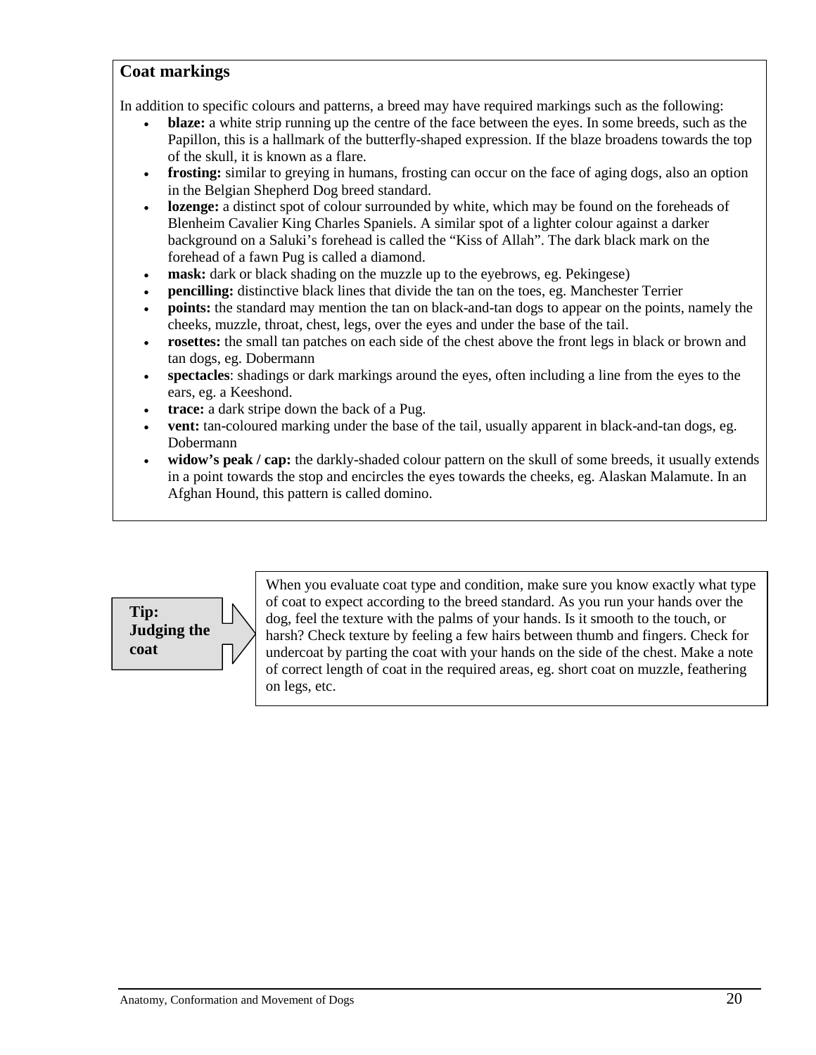## Coat markings

In addition to specific colours and patterns, a breed may have required markings such as the following:

- **blaze:** a white strip running up the centre of the face between the eyes. In some breeds, such as the Papillon, this is a hallmark of the butterfly-shaped expression. If the blaze broadens towards the top of the skull, it is known as a flare.
- **frosting:** similar to greying in humans, frosting can occur on the face of aging dogs, also an option in the Belgian Shepherd Dog breed standard.
- **lozenge:** a distinct spot of colour surrounded by white, which may be found on the foreheads of Blenheim Cavalier King Charles Spaniels. A similar spot of a lighter colour against a darker background on a Saluki's forehead is called the "Kiss of Allah". The dark black mark on the forehead of a fawn Pug is called a diamond.
- **mask:** dark or black shading on the muzzle up to the eyebrows, eg. Pekingese)
- **pencilling:** distinctive black lines that divide the tan on the toes, eg. Manchester Terrier
- **points:** the standard may mention the tan on black-and-tan dogs to appear on the points, namely the cheeks, muzzle, throat, chest, legs, over the eyes and under the base of the tail.
- **rosettes:** the small tan patches on each side of the chest above the front legs in black or brown and tan dogs, eg. Dobermann
- **spectacles**: shadings or dark markings around the eyes, often including a line from the eyes to the ears, eg. a Keeshond.
- **trace:** a dark stripe down the back of a Pug.
- **vent:** tan-coloured marking under the base of the tail, usually apparent in black-and-tan dogs, eg. Dobermann
- **widow's peak / cap:** the darkly-shaded colour pattern on the skull of some breeds, it usually extends in a point towards the stop and encircles the eyes towards the cheeks, eg. Alaskan Malamute. In an Afghan Hound, this pattern is called domino.

**Tip: Judging the coat**

When you evaluate coat type and condition, make sure you know exactly what type of coat to expect according to the breed standard. As you run your hands over the dog, feel the texture with the palms of your hands. Is it smooth to the touch, or harsh? Check texture by feeling a few hairs between thumb and fingers. Check for undercoat by parting the coat with your hands on the side of the chest. Make a note of correct length of coat in the required areas, eg. short coat on muzzle, feathering on legs, etc.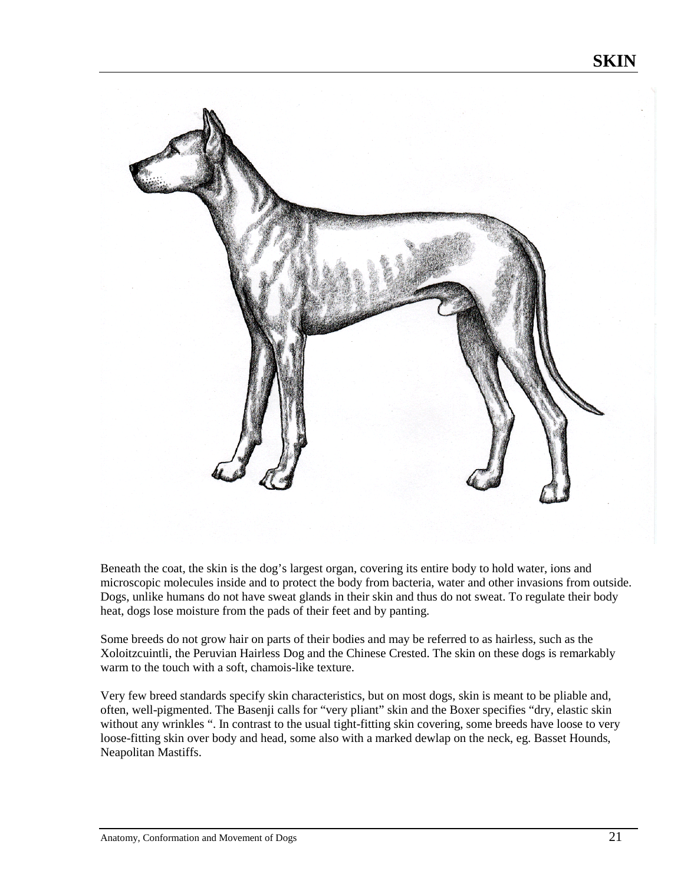# SKIN

Beneath the coat, the skin is the dog's largest organ, covering its entire body to hold water, ions and microscopic molecules inside and to protect the body from bacteria, water and other invasions from outside. Dogs, unlike humans do not have sweat glands in their skin and thus do not sweat. To regulate their body heat, dogs lose moisture from the pads of their feet and by panting.

Some breeds do not grow hair on parts of their bodies and may be referred to as hairless, such as the Xoloitzcuintli, the Peruvian Hairless Dog and the Chinese Crested. The skin on these dogs is remarkably warm to the touch with a soft, chamois-like texture.

Very few breed standards specify skin characteristics, but on most dogs, skin is meant to be pliable and, often, well-pigmented. The Basenji calls for "very pliant" skin and the Boxer specifies "dry, elastic skin without any wrinkles ". In contrast to the usual tight-fitting skin covering, some breeds have loose to very loose-fitting skin over body and head, some also with a marked dewlap on the neck, eg. Basset Hounds, Neapolitan Mastiffs.